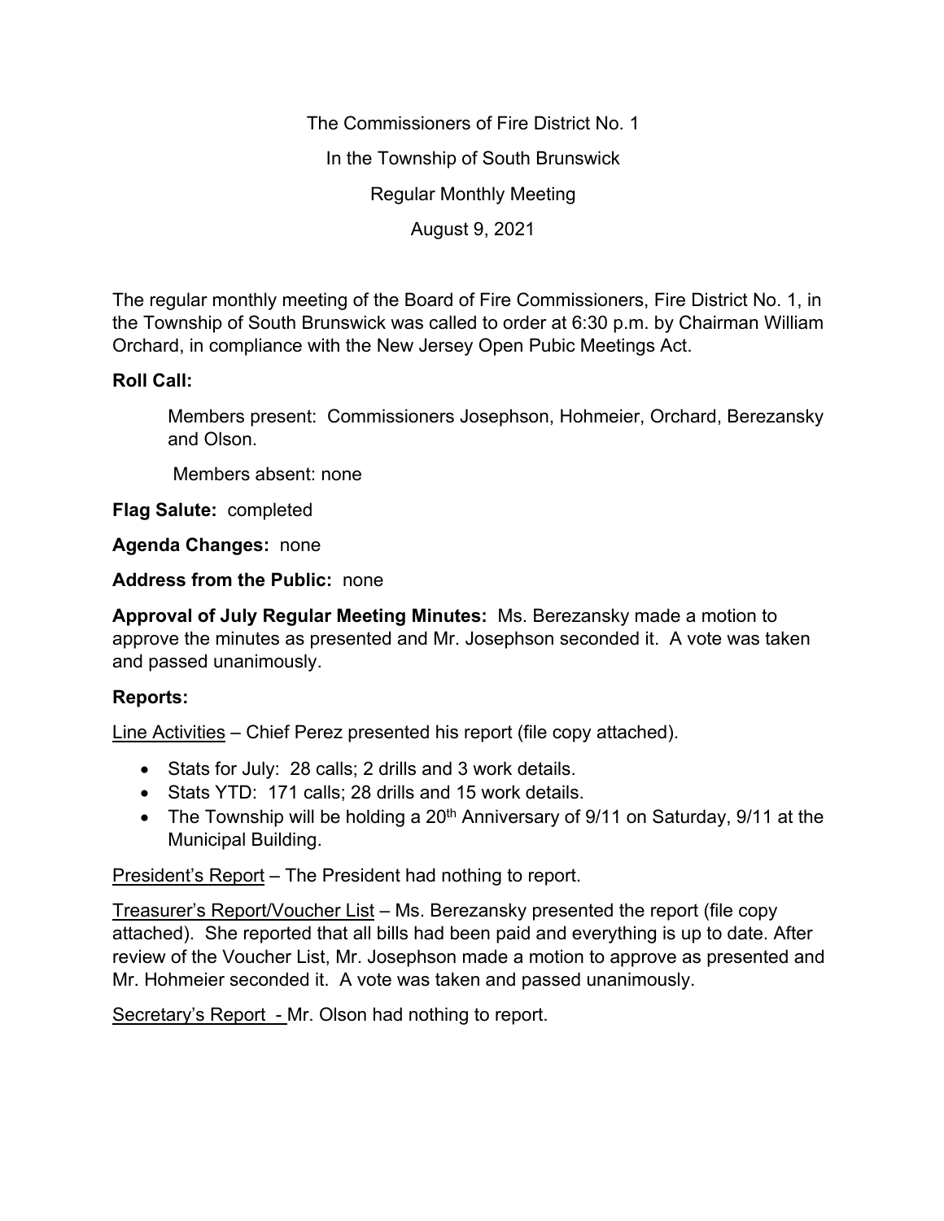The Commissioners of Fire District No. 1

In the Township of South Brunswick

Regular Monthly Meeting

August 9, 2021

The regular monthly meeting of the Board of Fire Commissioners, Fire District No. 1, in the Township of South Brunswick was called to order at 6:30 p.m. by Chairman William Orchard, in compliance with the New Jersey Open Pubic Meetings Act.

**Roll Call:**

> Members present: Commissioners Josephson, Hohmeier, Orchard, Berezansky and Olson.
>
> Members absent: none

**Flag Salute:** completed

**Agenda Changes:** none

**Address from the Public:** none

**Approval of July Regular Meeting Minutes:** Ms. Berezansky made a motion to approve the minutes as presented and Mr. Josephson seconded it. A vote was taken and passed unanimously.

**Reports:**

<u>Line Activities</u> – Chief Perez presented his report (file copy attached).

- Stats for July: 28 calls; 2 drills and 3 work details.
- Stats YTD: 171 calls; 28 drills and 15 work details.
- The Township will be holding a 20th Anniversary of 9/11 on Saturday, 9/11 at the Municipal Building.

<u>President's Report</u> – The President had nothing to report.

<u>Treasurer's Report/Voucher List</u> – Ms. Berezansky presented the report (file copy attached). She reported that all bills had been paid and everything is up to date. After review of the Voucher List, Mr. Josephson made a motion to approve as presented and Mr. Hohmeier seconded it. A vote was taken and passed unanimously.

<u>Secretary's Report</u> - Mr. Olson had nothing to report.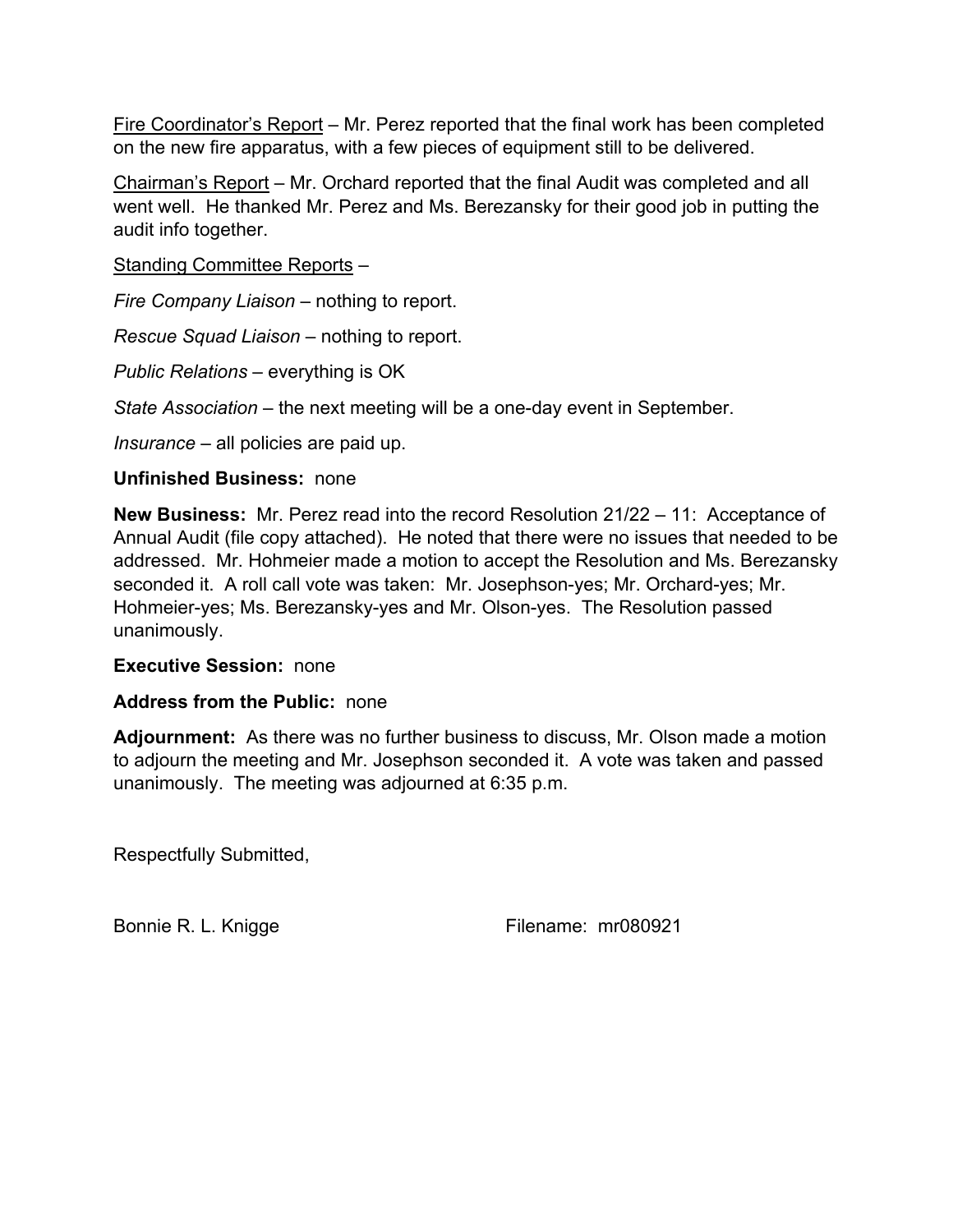<u>Fire Coordinator's Report</u> – Mr. Perez reported that the final work has been completed on the new fire apparatus, with a few pieces of equipment still to be delivered.

<u>Chairman's Report</u> – Mr. Orchard reported that the final Audit was completed and all went well. He thanked Mr. Perez and Ms. Berezansky for their good job in putting the audit info together.

<u>Standing Committee Reports</u> –

*Fire Company Liaison* – nothing to report.

*Rescue Squad Liaison* – nothing to report.

*Public Relations* – everything is OK

*State Association* – the next meeting will be a one-day event in September.

*Insurance* – all policies are paid up.

**Unfinished Business:** none

**New Business:** Mr. Perez read into the record Resolution 21/22 – 11: Acceptance of Annual Audit (file copy attached). He noted that there were no issues that needed to be addressed. Mr. Hohmeier made a motion to accept the Resolution and Ms. Berezansky seconded it. A roll call vote was taken: Mr. Josephson-yes; Mr. Orchard-yes; Mr. Hohmeier-yes; Ms. Berezansky-yes and Mr. Olson-yes. The Resolution passed unanimously.

**Executive Session:** none

**Address from the Public:** none

**Adjournment:** As there was no further business to discuss, Mr. Olson made a motion to adjourn the meeting and Mr. Josephson seconded it. A vote was taken and passed unanimously. The meeting was adjourned at 6:35 p.m.

Respectfully Submitted,

Bonnie R. L. Knigge

Filename: mr080921